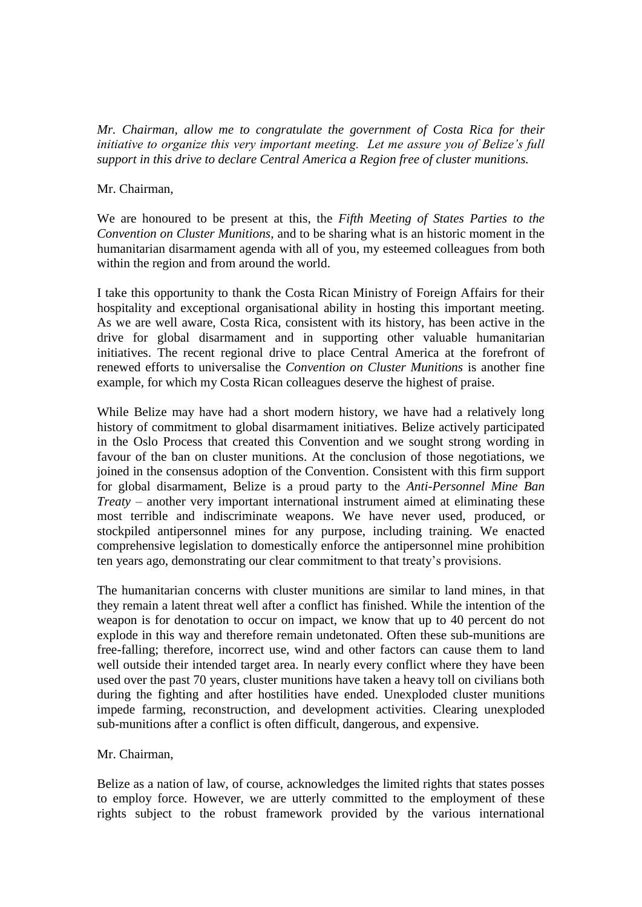*Mr. Chairman, allow me to congratulate the government of Costa Rica for their initiative to organize this very important meeting. Let me assure you of Belize's full support in this drive to declare Central America a Region free of cluster munitions.*

Mr. Chairman,

We are honoured to be present at this, the *Fifth Meeting of States Parties to the Convention on Cluster Munitions*, and to be sharing what is an historic moment in the humanitarian disarmament agenda with all of you, my esteemed colleagues from both within the region and from around the world.

I take this opportunity to thank the Costa Rican Ministry of Foreign Affairs for their hospitality and exceptional organisational ability in hosting this important meeting. As we are well aware, Costa Rica, consistent with its history, has been active in the drive for global disarmament and in supporting other valuable humanitarian initiatives. The recent regional drive to place Central America at the forefront of renewed efforts to universalise the *Convention on Cluster Munitions* is another fine example, for which my Costa Rican colleagues deserve the highest of praise.

While Belize may have had a short modern history, we have had a relatively long history of commitment to global disarmament initiatives. Belize actively participated in the Oslo Process that created this Convention and we sought strong wording in favour of the ban on cluster munitions. At the conclusion of those negotiations, we joined in the consensus adoption of the Convention. Consistent with this firm support for global disarmament, Belize is a proud party to the *Anti-Personnel Mine Ban Treaty* – another very important international instrument aimed at eliminating these most terrible and indiscriminate weapons. We have never used, produced, or stockpiled antipersonnel mines for any purpose, including training. We enacted comprehensive legislation to domestically enforce the antipersonnel mine prohibition ten years ago, demonstrating our clear commitment to that treaty's provisions.

The humanitarian concerns with cluster munitions are similar to land mines, in that they remain a latent threat well after a conflict has finished. While the intention of the weapon is for denotation to occur on impact, we know that up to 40 percent do not explode in this way and therefore remain undetonated. Often these sub-munitions are free-falling; therefore, incorrect use, wind and other factors can cause them to land well outside their intended target area. In nearly every conflict where they have been used over the past 70 years, cluster munitions have taken a heavy toll on civilians both during the fighting and after hostilities have ended. Unexploded cluster munitions impede farming, reconstruction, and development activities. Clearing unexploded sub-munitions after a conflict is often difficult, dangerous, and expensive.

Mr. Chairman,

Belize as a nation of law, of course, acknowledges the limited rights that states posses to employ force. However, we are utterly committed to the employment of these rights subject to the robust framework provided by the various international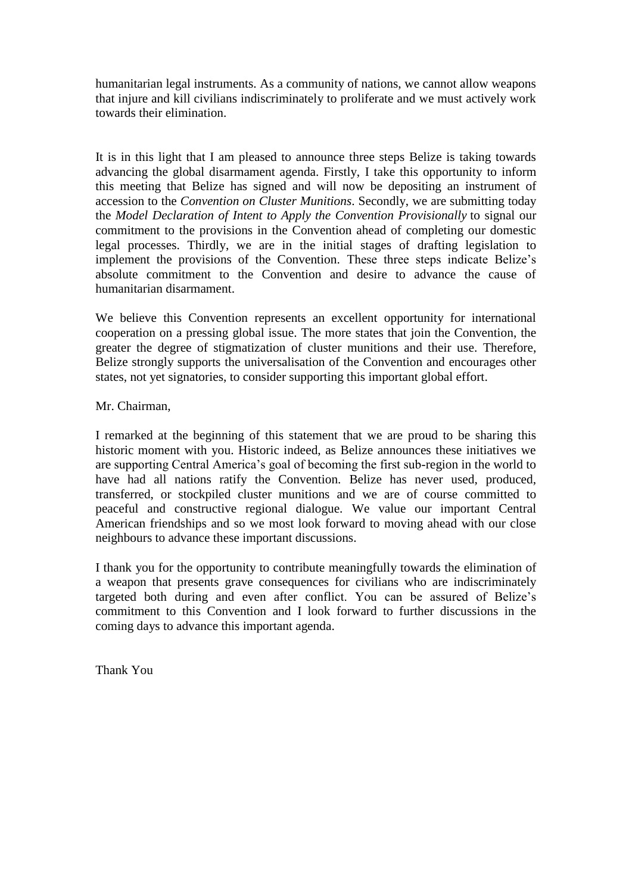humanitarian legal instruments. As a community of nations, we cannot allow weapons that injure and kill civilians indiscriminately to proliferate and we must actively work towards their elimination.

It is in this light that I am pleased to announce three steps Belize is taking towards advancing the global disarmament agenda. Firstly, I take this opportunity to inform this meeting that Belize has signed and will now be depositing an instrument of accession to the *Convention on Cluster Munitions*. Secondly, we are submitting today the *Model Declaration of Intent to Apply the Convention Provisionally* to signal our commitment to the provisions in the Convention ahead of completing our domestic legal processes. Thirdly, we are in the initial stages of drafting legislation to implement the provisions of the Convention. These three steps indicate Belize's absolute commitment to the Convention and desire to advance the cause of humanitarian disarmament.

We believe this Convention represents an excellent opportunity for international cooperation on a pressing global issue. The more states that join the Convention, the greater the degree of stigmatization of cluster munitions and their use. Therefore, Belize strongly supports the universalisation of the Convention and encourages other states, not yet signatories, to consider supporting this important global effort.

Mr. Chairman,

I remarked at the beginning of this statement that we are proud to be sharing this historic moment with you. Historic indeed, as Belize announces these initiatives we are supporting Central America's goal of becoming the first sub-region in the world to have had all nations ratify the Convention. Belize has never used, produced, transferred, or stockpiled cluster munitions and we are of course committed to peaceful and constructive regional dialogue. We value our important Central American friendships and so we most look forward to moving ahead with our close neighbours to advance these important discussions.

I thank you for the opportunity to contribute meaningfully towards the elimination of a weapon that presents grave consequences for civilians who are indiscriminately targeted both during and even after conflict. You can be assured of Belize's commitment to this Convention and I look forward to further discussions in the coming days to advance this important agenda.

Thank You